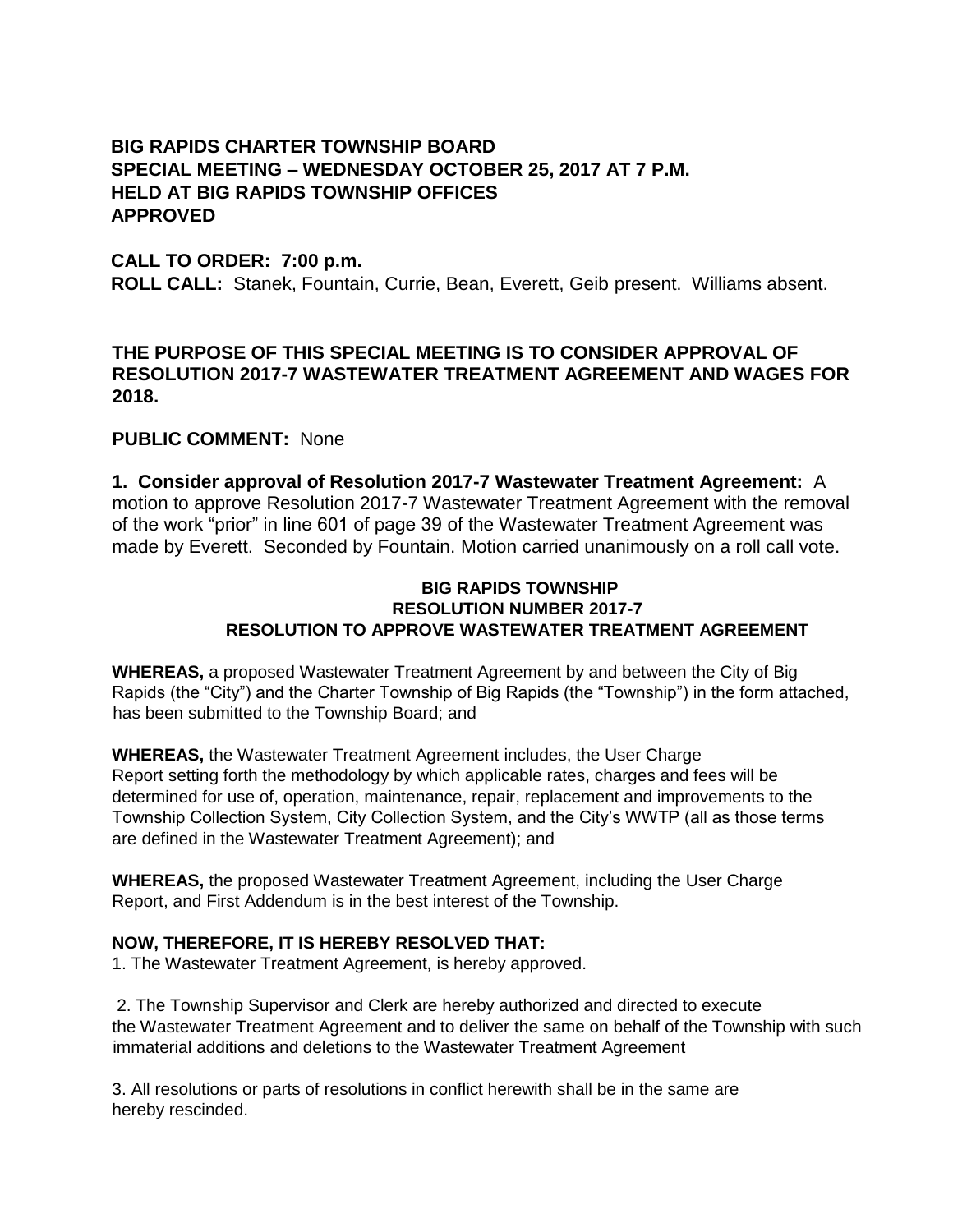**BIG RAPIDS CHARTER TOWNSHIP BOARD**
**SPECIAL MEETING – WEDNESDAY OCTOBER 25, 2017 AT 7 P.M.**
**HELD AT BIG RAPIDS TOWNSHIP OFFICES**
**APPROVED**

**CALL TO ORDER:** 7:00 p.m.
**ROLL CALL:** Stanek, Fountain, Currie, Bean, Everett, Geib present. Williams absent.

**THE PURPOSE OF THIS SPECIAL MEETING IS TO CONSIDER APPROVAL OF RESOLUTION 2017-7 WASTEWATER TREATMENT AGREEMENT AND WAGES FOR 2018.**

**PUBLIC COMMENT:** None

**1. Consider approval of Resolution 2017-7 Wastewater Treatment Agreement:** A motion to approve Resolution 2017-7 Wastewater Treatment Agreement with the removal of the work "prior" in line 601 of page 39 of the Wastewater Treatment Agreement was made by Everett. Seconded by Fountain. Motion carried unanimously on a roll call vote.

**BIG RAPIDS TOWNSHIP**
**RESOLUTION NUMBER 2017-7**
**RESOLUTION TO APPROVE WASTEWATER TREATMENT AGREEMENT**

**WHEREAS,** a proposed Wastewater Treatment Agreement by and between the City of Big Rapids (the "City") and the Charter Township of Big Rapids (the "Township") in the form attached, has been submitted to the Township Board; and

**WHEREAS,** the Wastewater Treatment Agreement includes, the User Charge Report setting forth the methodology by which applicable rates, charges and fees will be determined for use of, operation, maintenance, repair, replacement and improvements to the Township Collection System, City Collection System, and the City's WWTP (all as those terms are defined in the Wastewater Treatment Agreement); and

**WHEREAS,** the proposed Wastewater Treatment Agreement, including the User Charge Report, and First Addendum is in the best interest of the Township.

**NOW, THEREFORE, IT IS HEREBY RESOLVED THAT:**

1. The Wastewater Treatment Agreement, is hereby approved.

2. The Township Supervisor and Clerk are hereby authorized and directed to execute the Wastewater Treatment Agreement and to deliver the same on behalf of the Township with such immaterial additions and deletions to the Wastewater Treatment Agreement

3. All resolutions or parts of resolutions in conflict herewith shall be in the same are hereby rescinded.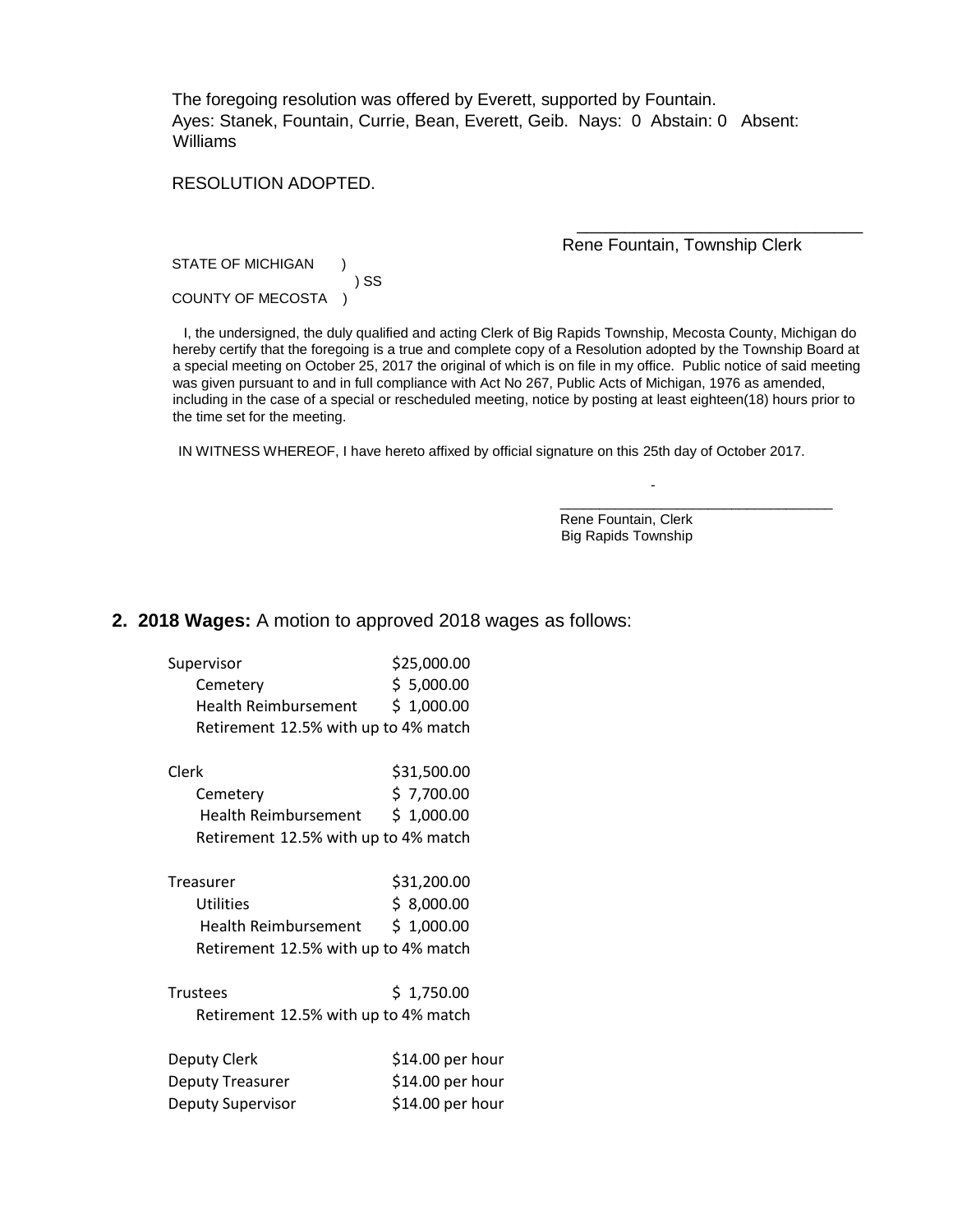The foregoing resolution was offered by Everett, supported by Fountain.
Ayes: Stanek, Fountain, Currie, Bean, Everett, Geib. Nays: 0 Abstain: 0 Absent: Williams

RESOLUTION ADOPTED.

\_\_\_\_\_\_\_\_\_\_\_\_\_\_\_\_\_\_\_\_\_\_\_\_\_\_\_\_\_\_
Rene Fountain, Township Clerk

STATE OF MICHIGAN )
) SS
COUNTY OF MECOSTA )

I, the undersigned, the duly qualified and acting Clerk of Big Rapids Township, Mecosta County, Michigan do hereby certify that the foregoing is a true and complete copy of a Resolution adopted by the Township Board at a special meeting on October 25, 2017 the original of which is on file in my office. Public notice of said meeting was given pursuant to and in full compliance with Act No 267, Public Acts of Michigan, 1976 as amended, including in the case of a special or rescheduled meeting, notice by posting at least eighteen(18) hours prior to the time set for the meeting.

IN WITNESS WHEREOF, I have hereto affixed by official signature on this 25th day of October 2017.

\_\_\_\_\_\_\_\_\_\_\_\_\_\_\_\_\_\_\_\_\_\_\_\_\_\_\_\_\_\_
Rene Fountain, Clerk
Big Rapids Township

**2. 2018 Wages:** A motion to approved 2018 wages as follows:

| | |
|---|---|
| Supervisor | $25,000.00 |
| Cemetery | $ 5,000.00 |
| Health Reimbursement | $ 1,000.00 |
| Retirement 12.5% with up to 4% match | |
| Clerk | $31,500.00 |
| Cemetery | $ 7,700.00 |
| Health Reimbursement | $ 1,000.00 |
| Retirement 12.5% with up to 4% match | |
| Treasurer | $31,200.00 |
| Utilities | $ 8,000.00 |
| Health Reimbursement | $ 1,000.00 |
| Retirement 12.5% with up to 4% match | |
| Trustees | $ 1,750.00 |
| Retirement 12.5% with up to 4% match | |
| Deputy Clerk | $14.00 per hour |
| Deputy Treasurer | $14.00 per hour |
| Deputy Supervisor | $14.00 per hour |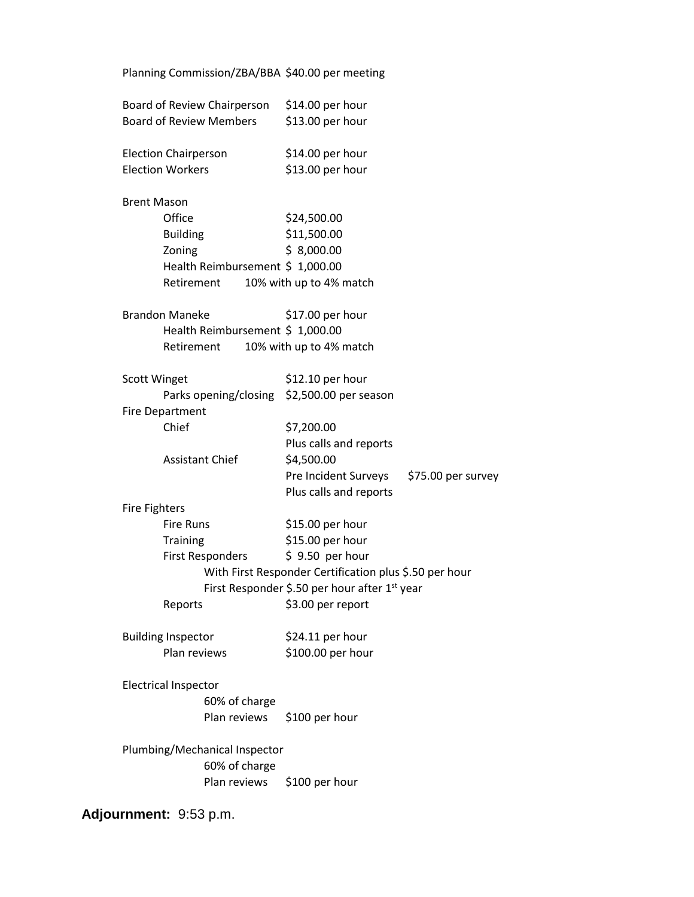| | | |
|---|---|---|
| Planning Commission/ZBA/BBA | $40.00 per meeting | |
| | | |
| Board of Review Chairperson | $14.00 per hour | |
| Board of Review Members | $13.00 per hour | |
| | | |
| Election Chairperson | $14.00 per hour | |
| Election Workers | $13.00 per hour | |
| | | |
| Brent Mason | | |
| Office | $24,500.00 | |
| Building | $11,500.00 | |
| Zoning | $ 8,000.00 | |
| Health Reimbursement | $ 1,000.00 | |
| Retirement | 10% with up to 4% match | |
| | | |
| Brandon Maneke | $17.00 per hour | |
| Health Reimbursement | $ 1,000.00 | |
| Retirement | 10% with up to 4% match | |
| | | |
| Scott Winget | $12.10 per hour | |
| Parks opening/closing | $2,500.00 per season | |
| Fire Department | | |
| Chief | $7,200.00 | |
| | Plus calls and reports | |
| Assistant Chief | $4,500.00 | |
| | Pre Incident Surveys | $75.00 per survey |
| | Plus calls and reports | |
| Fire Fighters | | |
| Fire Runs | $15.00 per hour | |
| Training | $15.00 per hour | |
| First Responders | $ 9.50 per hour | |
| With First Responder Certification plus $.50 per hour | | |
| First Responder $.50 per hour after 1st year | | |
| Reports | $3.00 per report | |
| | | |
| Building Inspector | $24.11 per hour | |
| Plan reviews | $100.00 per hour | |
| | | |
| Electrical Inspector | | |
| 60% of charge | | |
| Plan reviews | $100 per hour | |
| | | |
| Plumbing/Mechanical Inspector | | |
| 60% of charge | | |
| Plan reviews | $100 per hour | |

**Adjournment:** 9:53 p.m.